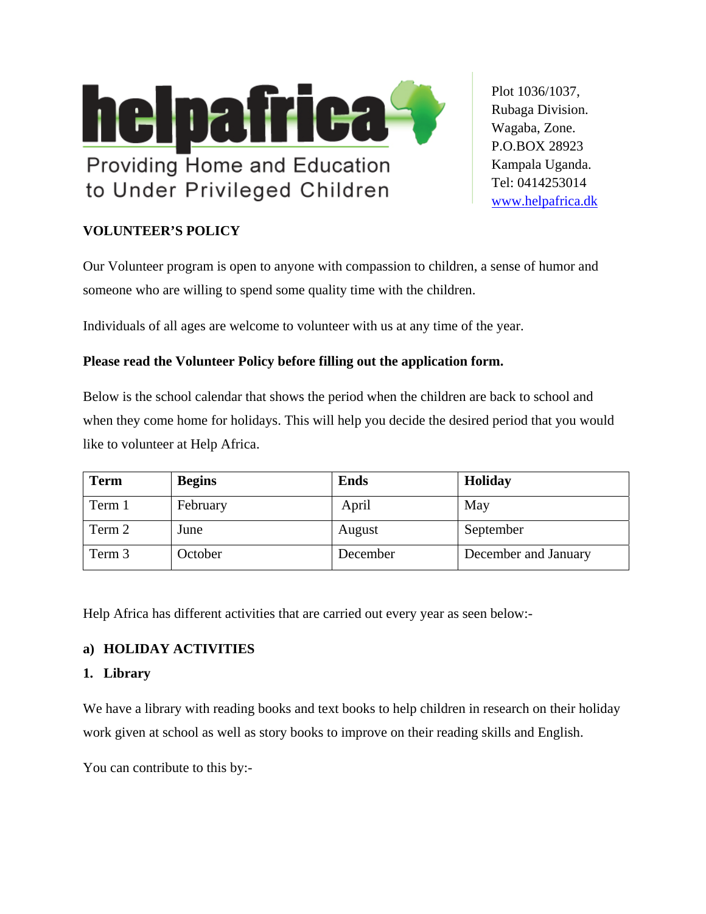**helpafrica**

Providing Home and Education to Under Privileged Children

Plot 1036/1037,
Rubaga Division.
Wagaba, Zone.
P.O.BOX 28923
Kampala Uganda.
Tel: 0414253014
www.helpafrica.dk

## VOLUNTEER'S POLICY

Our Volunteer program is open to anyone with compassion to children, a sense of humor and someone who are willing to spend some quality time with the children.

Individuals of all ages are welcome to volunteer with us at any time of the year.

**Please read the Volunteer Policy before filling out the application form.**

Below is the school calendar that shows the period when the children are back to school and when they come home for holidays. This will help you decide the desired period that you would like to volunteer at Help Africa.

| Term | Begins | Ends | Holiday |
|---|---|---|---|
| Term 1 | February | April | May |
| Term 2 | June | August | September |
| Term 3 | October | December | December and January |

Help Africa has different activities that are carried out every year as seen below:-

### a) HOLIDAY ACTIVITIES

#### 1. Library

We have a library with reading books and text books to help children in research on their holiday work given at school as well as story books to improve on their reading skills and English.

You can contribute to this by:-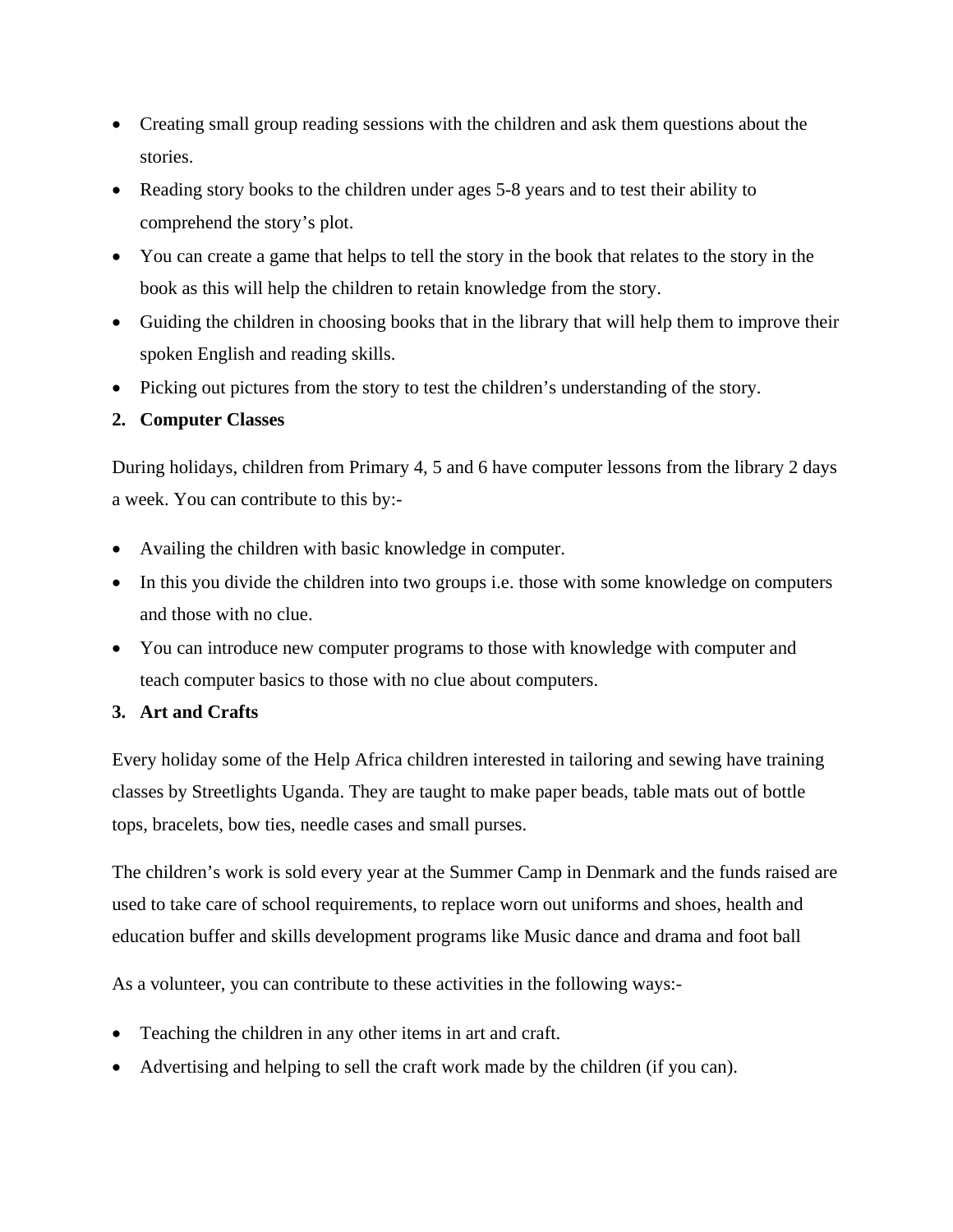- Creating small group reading sessions with the children and ask them questions about the stories.
- Reading story books to the children under ages 5-8 years and to test their ability to comprehend the story's plot.
- You can create a game that helps to tell the story in the book that relates to the story in the book as this will help the children to retain knowledge from the story.
- Guiding the children in choosing books that in the library that will help them to improve their spoken English and reading skills.
- Picking out pictures from the story to test the children's understanding of the story.

**2. Computer Classes**

During holidays, children from Primary 4, 5 and 6 have computer lessons from the library 2 days a week. You can contribute to this by:-

- Availing the children with basic knowledge in computer.
- In this you divide the children into two groups i.e. those with some knowledge on computers and those with no clue.
- You can introduce new computer programs to those with knowledge with computer and teach computer basics to those with no clue about computers.

**3. Art and Crafts**

Every holiday some of the Help Africa children interested in tailoring and sewing have training classes by Streetlights Uganda. They are taught to make paper beads, table mats out of bottle tops, bracelets, bow ties, needle cases and small purses.

The children's work is sold every year at the Summer Camp in Denmark and the funds raised are used to take care of school requirements, to replace worn out uniforms and shoes, health and education buffer and skills development programs like Music dance and drama and foot ball

As a volunteer, you can contribute to these activities in the following ways:-

- Teaching the children in any other items in art and craft.
- Advertising and helping to sell the craft work made by the children (if you can).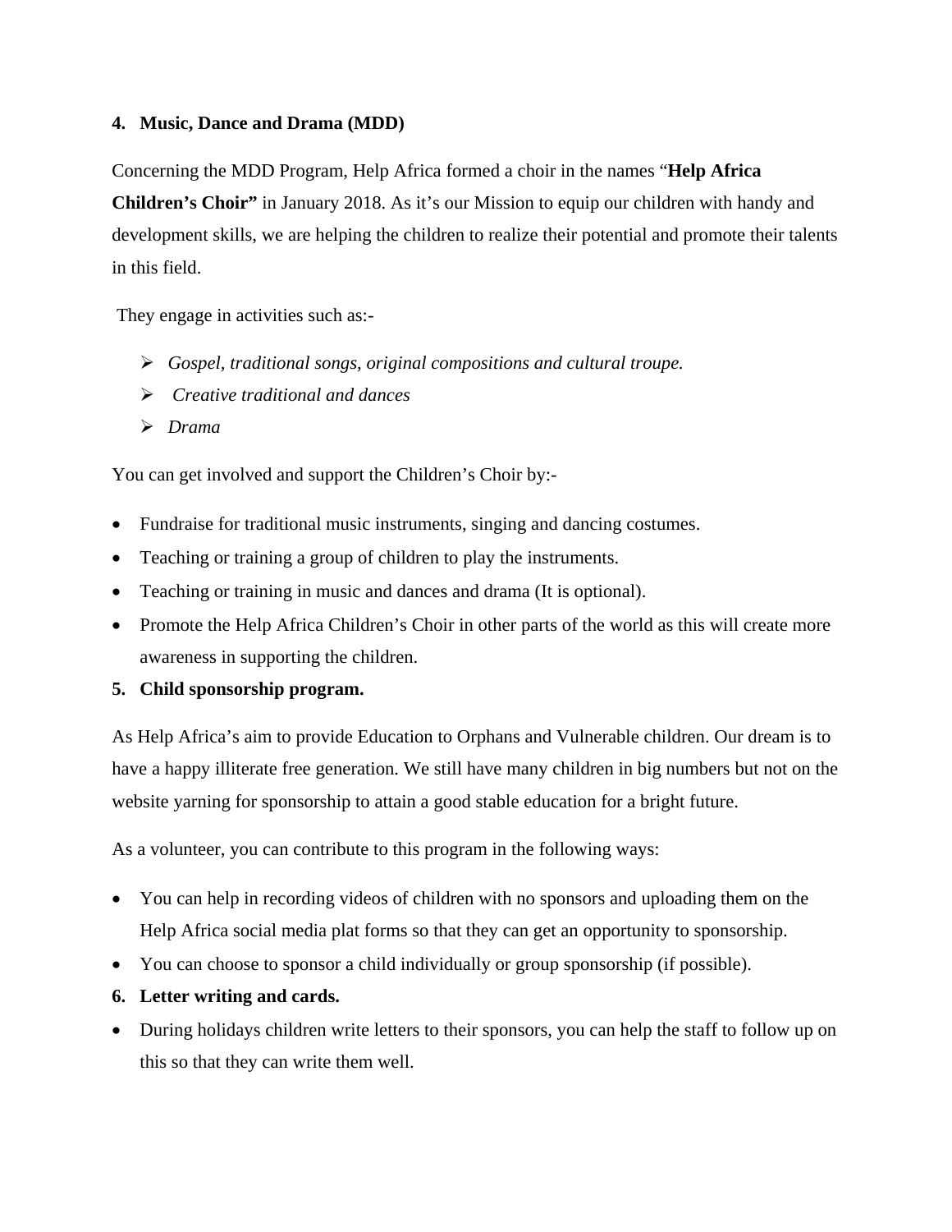## 4. Music, Dance and Drama (MDD)

Concerning the MDD Program, Help Africa formed a choir in the names "**Help Africa Children's Choir"** in January 2018. As it's our Mission to equip our children with handy and development skills, we are helping the children to realize their potential and promote their talents in this field.

They engage in activities such as:-

- *Gospel, traditional songs, original compositions and cultural troupe.*
- *Creative traditional and dances*
- *Drama*

You can get involved and support the Children's Choir by:-

- Fundraise for traditional music instruments, singing and dancing costumes.
- Teaching or training a group of children to play the instruments.
- Teaching or training in music and dances and drama (It is optional).
- Promote the Help Africa Children's Choir in other parts of the world as this will create more awareness in supporting the children.

## 5. Child sponsorship program.

As Help Africa's aim to provide Education to Orphans and Vulnerable children. Our dream is to have a happy illiterate free generation. We still have many children in big numbers but not on the website yarning for sponsorship to attain a good stable education for a bright future.

As a volunteer, you can contribute to this program in the following ways:

- You can help in recording videos of children with no sponsors and uploading them on the Help Africa social media plat forms so that they can get an opportunity to sponsorship.
- You can choose to sponsor a child individually or group sponsorship (if possible).

## 6. Letter writing and cards.

- During holidays children write letters to their sponsors, you can help the staff to follow up on this so that they can write them well.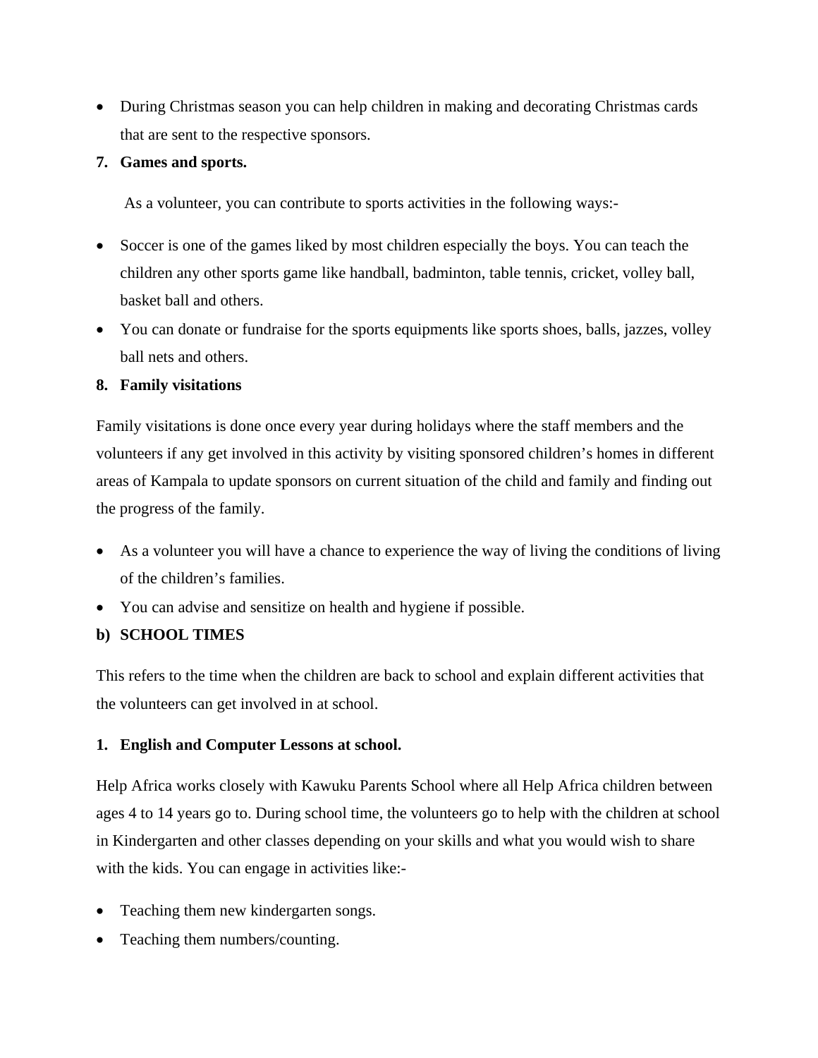- During Christmas season you can help children in making and decorating Christmas cards that are sent to the respective sponsors.

7. **Games and sports.**

As a volunteer, you can contribute to sports activities in the following ways:-

- Soccer is one of the games liked by most children especially the boys. You can teach the children any other sports game like handball, badminton, table tennis, cricket, volley ball, basket ball and others.
- You can donate or fundraise for the sports equipments like sports shoes, balls, jazzes, volley ball nets and others.

8. **Family visitations**

Family visitations is done once every year during holidays where the staff members and the volunteers if any get involved in this activity by visiting sponsored children's homes in different areas of Kampala to update sponsors on current situation of the child and family and finding out the progress of the family.

- As a volunteer you will have a chance to experience the way of living the conditions of living of the children's families.
- You can advise and sensitize on health and hygiene if possible.

**b) SCHOOL TIMES**

This refers to the time when the children are back to school and explain different activities that the volunteers can get involved in at school.

1. **English and Computer Lessons at school.**

Help Africa works closely with Kawuku Parents School where all Help Africa children between ages 4 to 14 years go to. During school time, the volunteers go to help with the children at school in Kindergarten and other classes depending on your skills and what you would wish to share with the kids. You can engage in activities like:-

- Teaching them new kindergarten songs.
- Teaching them numbers/counting.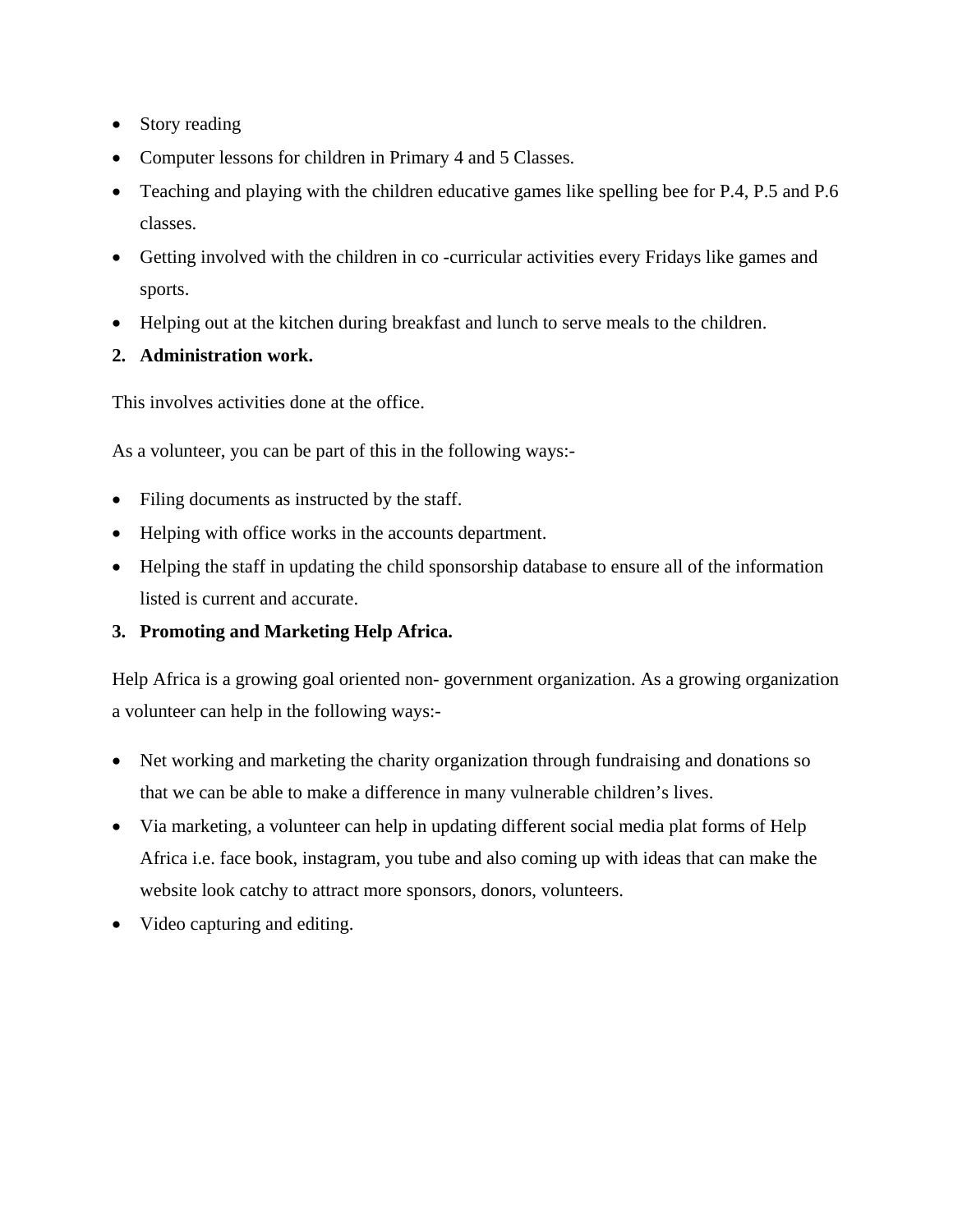- Story reading
- Computer lessons for children in Primary 4 and 5 Classes.
- Teaching and playing with the children educative games like spelling bee for P.4, P.5 and P.6 classes.
- Getting involved with the children in co -curricular activities every Fridays like games and sports.
- Helping out at the kitchen during breakfast and lunch to serve meals to the children.

2. **Administration work.**

This involves activities done at the office.

As a volunteer, you can be part of this in the following ways:-

- Filing documents as instructed by the staff.
- Helping with office works in the accounts department.
- Helping the staff in updating the child sponsorship database to ensure all of the information listed is current and accurate.

3. **Promoting and Marketing Help Africa.**

Help Africa is a growing goal oriented non- government organization. As a growing organization a volunteer can help in the following ways:-

- Net working and marketing the charity organization through fundraising and donations so that we can be able to make a difference in many vulnerable children's lives.
- Via marketing, a volunteer can help in updating different social media plat forms of Help Africa i.e. face book, instagram, you tube and also coming up with ideas that can make the website look catchy to attract more sponsors, donors, volunteers.
- Video capturing and editing.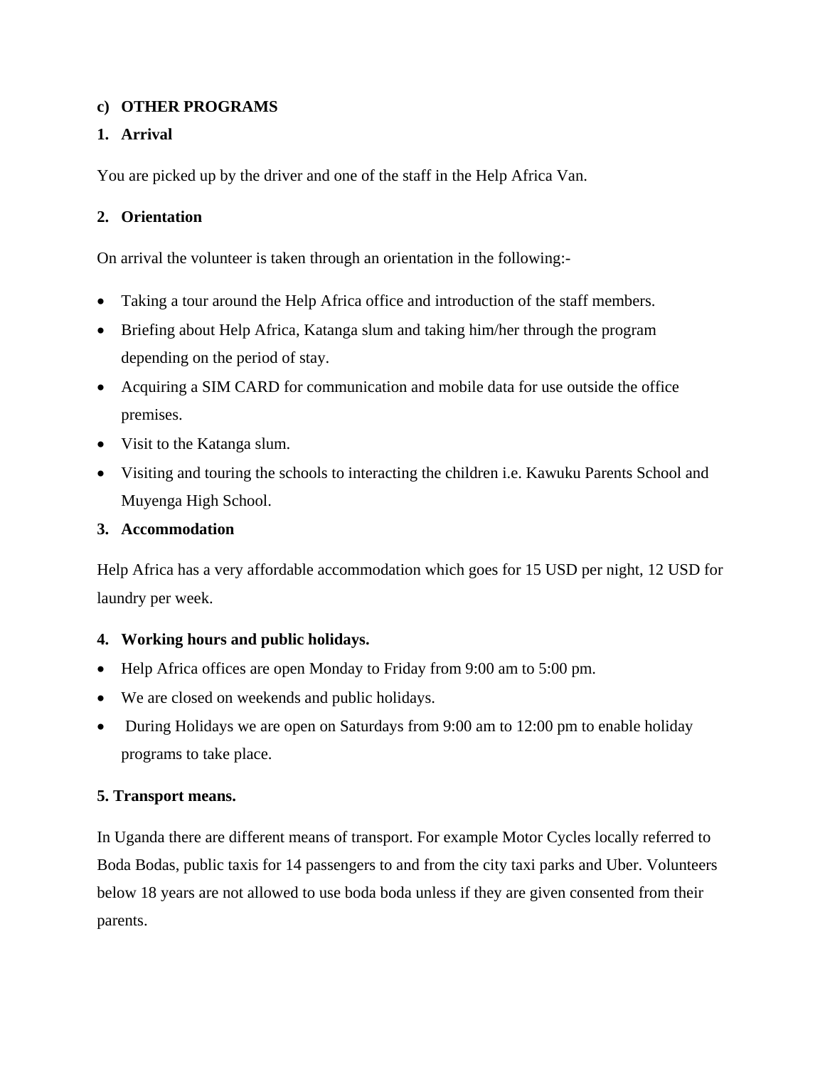**c) OTHER PROGRAMS**

**1. Arrival**

You are picked up by the driver and one of the staff in the Help Africa Van.

**2. Orientation**

On arrival the volunteer is taken through an orientation in the following:-

- Taking a tour around the Help Africa office and introduction of the staff members.
- Briefing about Help Africa, Katanga slum and taking him/her through the program depending on the period of stay.
- Acquiring a SIM CARD for communication and mobile data for use outside the office premises.
- Visit to the Katanga slum.
- Visiting and touring the schools to interacting the children i.e. Kawuku Parents School and Muyenga High School.

**3. Accommodation**

Help Africa has a very affordable accommodation which goes for 15 USD per night, 12 USD for laundry per week.

**4. Working hours and public holidays.**

- Help Africa offices are open Monday to Friday from 9:00 am to 5:00 pm.
- We are closed on weekends and public holidays.
- During Holidays we are open on Saturdays from 9:00 am to 12:00 pm to enable holiday programs to take place.

**5. Transport means.**

In Uganda there are different means of transport. For example Motor Cycles locally referred to Boda Bodas, public taxis for 14 passengers to and from the city taxi parks and Uber. Volunteers below 18 years are not allowed to use boda boda unless if they are given consented from their parents.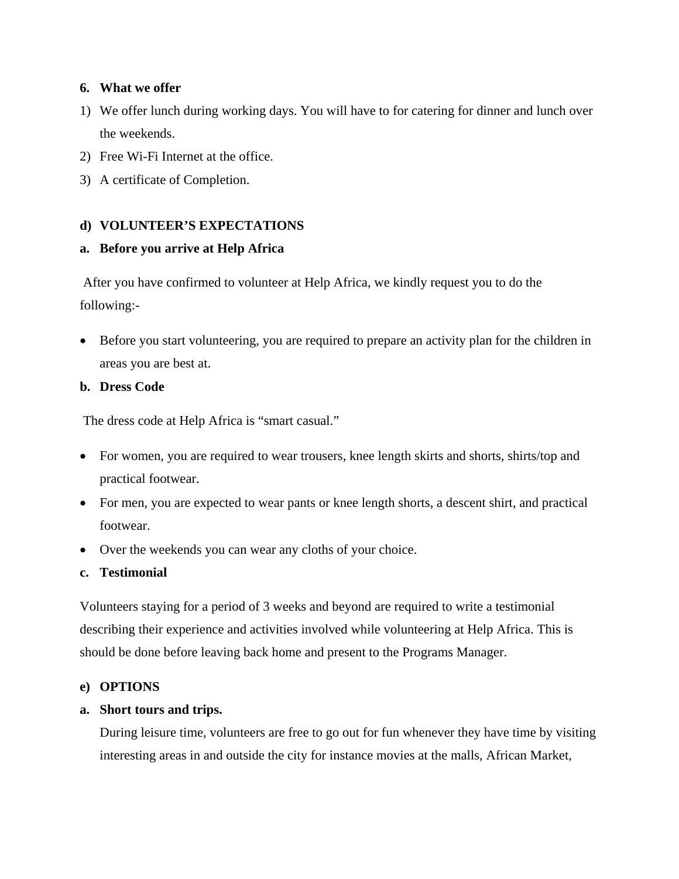**6. What we offer**

1) We offer lunch during working days. You will have to for catering for dinner and lunch over the weekends.
2) Free Wi-Fi Internet at the office.
3) A certificate of Completion.

**d) VOLUNTEER'S EXPECTATIONS**

**a. Before you arrive at Help Africa**

After you have confirmed to volunteer at Help Africa, we kindly request you to do the following:-

- Before you start volunteering, you are required to prepare an activity plan for the children in areas you are best at.

**b. Dress Code**

The dress code at Help Africa is "smart casual."

- For women, you are required to wear trousers, knee length skirts and shorts, shirts/top and practical footwear.
- For men, you are expected to wear pants or knee length shorts, a descent shirt, and practical footwear.
- Over the weekends you can wear any cloths of your choice.

**c. Testimonial**

Volunteers staying for a period of 3 weeks and beyond are required to write a testimonial describing their experience and activities involved while volunteering at Help Africa. This is should be done before leaving back home and present to the Programs Manager.

**e) OPTIONS**

**a. Short tours and trips.**

During leisure time, volunteers are free to go out for fun whenever they have time by visiting interesting areas in and outside the city for instance movies at the malls, African Market,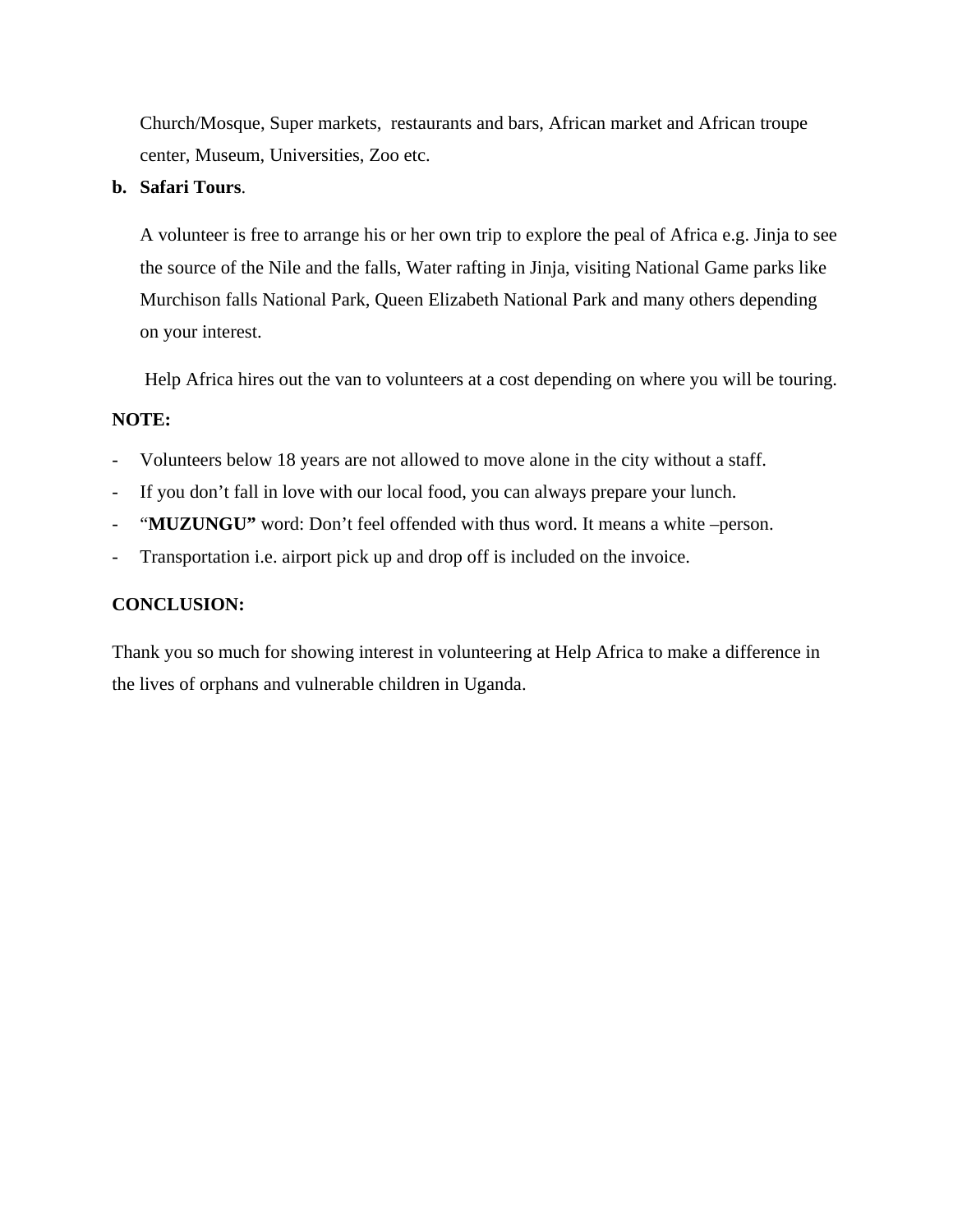Church/Mosque, Super markets,  restaurants and bars, African market and African troupe center, Museum, Universities, Zoo etc.

b. **Safari Tours**.

A volunteer is free to arrange his or her own trip to explore the peal of Africa e.g. Jinja to see the source of the Nile and the falls, Water rafting in Jinja, visiting National Game parks like Murchison falls National Park, Queen Elizabeth National Park and many others depending on your interest.

Help Africa hires out the van to volunteers at a cost depending on where you will be touring.

**NOTE:**

- Volunteers below 18 years are not allowed to move alone in the city without a staff.
- If you don't fall in love with our local food, you can always prepare your lunch.
- "**MUZUNGU"** word: Don't feel offended with thus word. It means a white –person.
- Transportation i.e. airport pick up and drop off is included on the invoice.

**CONCLUSION:**

Thank you so much for showing interest in volunteering at Help Africa to make a difference in the lives of orphans and vulnerable children in Uganda.